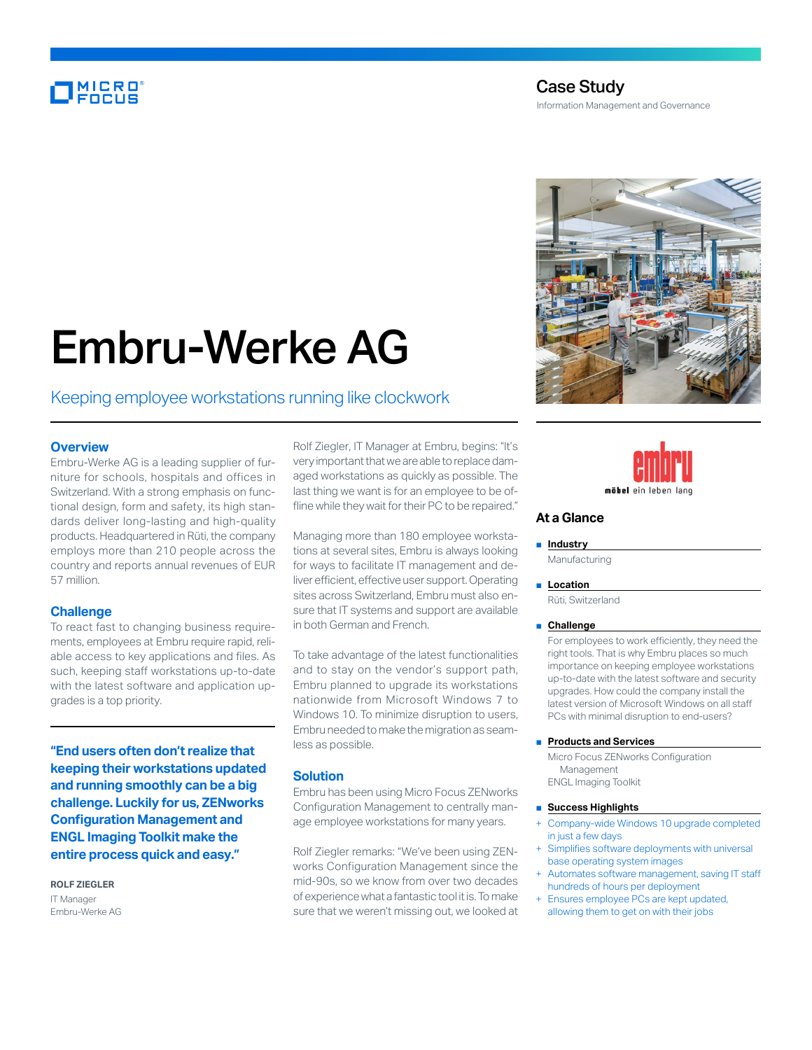# Case Study

Information Management and Governance

# Embru-Werke AG

## Keeping employee workstations running like clockwork

## Overview

Embru-Werke AG is a leading supplier of furniture for schools, hospitals and offices in Switzerland. With a strong emphasis on functional design, form and safety, its high standards deliver long-lasting and high-quality products. Headquartered in Rüti, the company employs more than 210 people across the country and reports annual revenues of EUR 57 million.

## Challenge

To react fast to changing business requirements, employees at Embru require rapid, reliable access to key applications and files. As such, keeping staff workstations up-to-date with the latest software and application upgrades is a top priority.

**"End users often don't realize that keeping their workstations updated and running smoothly can be a big challenge. Luckily for us, ZENworks Configuration Management and ENGL Imaging Toolkit make the entire process quick and easy."**

**ROLF ZIEGLER**
IT Manager
Embru-Werke AG

Rolf Ziegler, IT Manager at Embru, begins: "It's very important that we are able to replace damaged workstations as quickly as possible. The last thing we want is for an employee to be offline while they wait for their PC to be repaired."

Managing more than 180 employee workstations at several sites, Embru is always looking for ways to facilitate IT management and deliver efficient, effective user support. Operating sites across Switzerland, Embru must also ensure that IT systems and support are available in both German and French.

To take advantage of the latest functionalities and to stay on the vendor's support path, Embru planned to upgrade its workstations nationwide from Microsoft Windows 7 to Windows 10. To minimize disruption to users, Embru needed to make the migration as seamless as possible.

## Solution

Embru has been using Micro Focus ZENworks Configuration Management to centrally manage employee workstations for many years.

Rolf Ziegler remarks: "We've been using ZENworks Configuration Management since the mid-90s, so we know from over two decades of experience what a fantastic tool it is. To make sure that we weren't missing out, we looked at

## At a Glance

- **Industry**
  Manufacturing
- **Location**
  Rüti, Switzerland
- **Challenge**
  For employees to work efficiently, they need the right tools. That is why Embru places so much importance on keeping employee workstations up-to-date with the latest software and security upgrades. How could the company install the latest version of Microsoft Windows on all staff PCs with minimal disruption to end-users?
- **Products and Services**
  Micro Focus ZENworks Configuration Management
  ENGL Imaging Toolkit
- **Success Highlights**
  + Company-wide Windows 10 upgrade completed in just a few days
  + Simplifies software deployments with universal base operating system images
  + Automates software management, saving IT staff hundreds of hours per deployment
  + Ensures employee PCs are kept updated, allowing them to get on with their jobs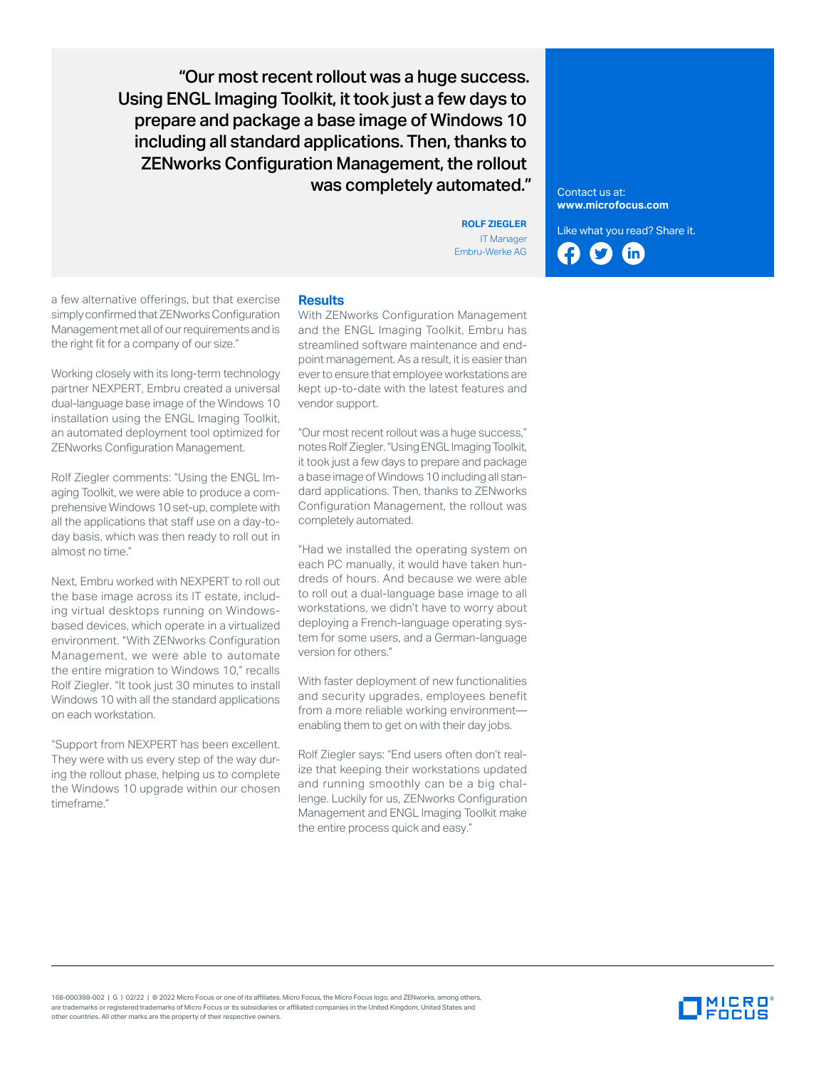> "Our most recent rollout was a huge success. Using ENGL Imaging Toolkit, it took just a few days to prepare and package a base image of Windows 10 including all standard applications. Then, thanks to ZENworks Configuration Management, the rollout was completely automated."
>
> **ROLF ZIEGLER**
> IT Manager
> Embru-Werke AG

Contact us at:
**www.microfocus.com**

Like what you read? Share it.

a few alternative offerings, but that exercise simply confirmed that ZENworks Configuration Management met all of our requirements and is the right fit for a company of our size."

Working closely with its long-term technology partner NEXPERT, Embru created a universal dual-language base image of the Windows 10 installation using the ENGL Imaging Toolkit, an automated deployment tool optimized for ZENworks Configuration Management.

Rolf Ziegler comments: "Using the ENGL Imaging Toolkit, we were able to produce a comprehensive Windows 10 set-up, complete with all the applications that staff use on a day-to-day basis, which was then ready to roll out in almost no time."

Next, Embru worked with NEXPERT to roll out the base image across its IT estate, including virtual desktops running on Windows-based devices, which operate in a virtualized environment. "With ZENworks Configuration Management, we were able to automate the entire migration to Windows 10," recalls Rolf Ziegler. "It took just 30 minutes to install Windows 10 with all the standard applications on each workstation.

"Support from NEXPERT has been excellent. They were with us every step of the way during the rollout phase, helping us to complete the Windows 10 upgrade within our chosen timeframe."

## Results

With ZENworks Configuration Management and the ENGL Imaging Toolkit, Embru has streamlined software maintenance and endpoint management. As a result, it is easier than ever to ensure that employee workstations are kept up-to-date with the latest features and vendor support.

"Our most recent rollout was a huge success," notes Rolf Ziegler. "Using ENGL Imaging Toolkit, it took just a few days to prepare and package a base image of Windows 10 including all standard applications. Then, thanks to ZENworks Configuration Management, the rollout was completely automated.

"Had we installed the operating system on each PC manually, it would have taken hundreds of hours. And because we were able to roll out a dual-language base image to all workstations, we didn't have to worry about deploying a French-language operating system for some users, and a German-language version for others."

With faster deployment of new functionalities and security upgrades, employees benefit from a more reliable working environment—enabling them to get on with their day jobs.

Rolf Ziegler says: "End users often don't realize that keeping their workstations updated and running smoothly can be a big challenge. Luckily for us, ZENworks Configuration Management and ENGL Imaging Toolkit make the entire process quick and easy."

168-000398-002 | G | 02/22 | © 2022 Micro Focus or one of its affiliates. Micro Focus, the Micro Focus logo, and ZENworks, among others, are trademarks or registered trademarks of Micro Focus or its subsidiaries or affiliated companies in the United Kingdom, United States and other countries. All other marks are the property of their respective owners.